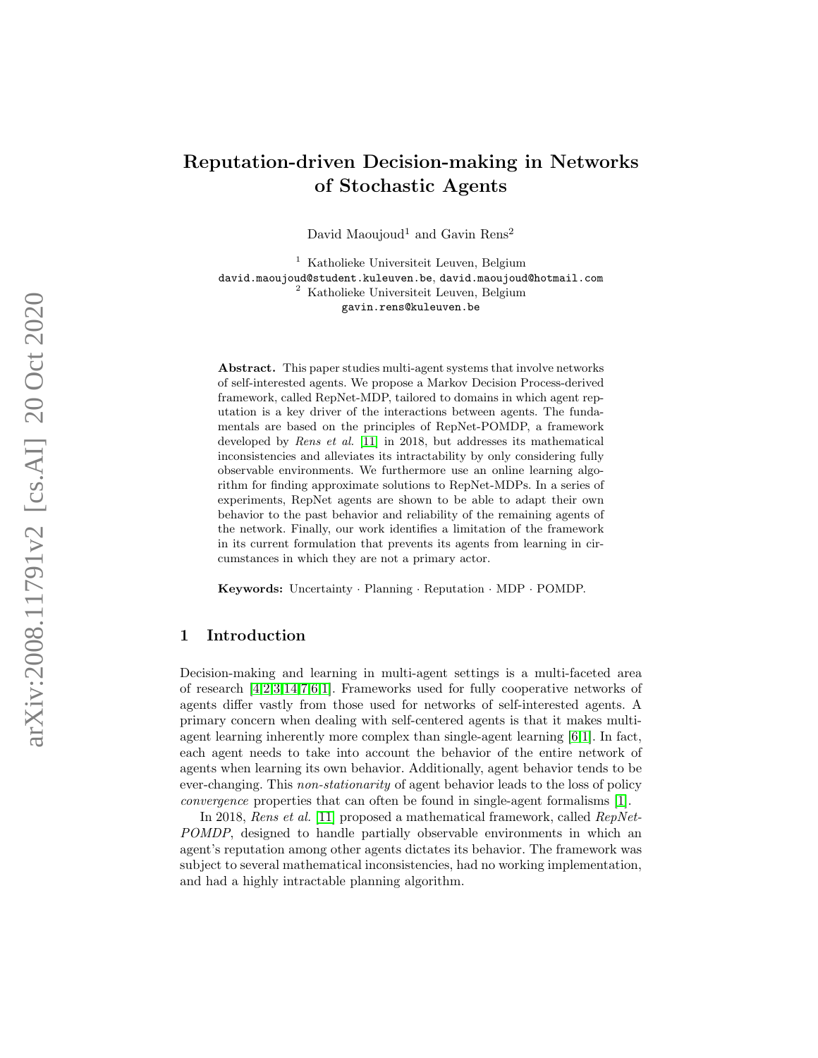# Reputation-driven Decision-making in Networks of Stochastic Agents

David Maoujoud[1] and Gavin Rens[2]

[1] Katholieke Universiteit Leuven, Belgium
david.maoujoud@student.kuleuven.be, david.maoujoud@hotmail.com
[2] Katholieke Universiteit Leuven, Belgium
gavin.rens@kuleuven.be

**Abstract.** This paper studies multi-agent systems that involve networks of self-interested agents. We propose a Markov Decision Process-derived framework, called RepNet-MDP, tailored to domains in which agent reputation is a key driver of the interactions between agents. The fundamentals are based on the principles of RepNet-POMDP, a framework developed by *Rens et al.* [11] in 2018, but addresses its mathematical inconsistencies and alleviates its intractability by only considering fully observable environments. We furthermore use an online learning algorithm for finding approximate solutions to RepNet-MDPs. In a series of experiments, RepNet agents are shown to be able to adapt their own behavior to the past behavior and reliability of the remaining agents of the network. Finally, our work identifies a limitation of the framework in its current formulation that prevents its agents from learning in circumstances in which they are not a primary actor.

**Keywords:** Uncertainty · Planning · Reputation · MDP · POMDP.

## 1 Introduction

Decision-making and learning in multi-agent settings is a multi-faceted area of research [4,2,3,14,7,6,1]. Frameworks used for fully cooperative networks of agents differ vastly from those used for networks of self-interested agents. A primary concern when dealing with self-centered agents is that it makes multi-agent learning inherently more complex than single-agent learning [6,1]. In fact, each agent needs to take into account the behavior of the entire network of agents when learning its own behavior. Additionally, agent behavior tends to be ever-changing. This *non-stationarity* of agent behavior leads to the loss of policy *convergence* properties that can often be found in single-agent formalisms [1].

In 2018, *Rens et al.* [11] proposed a mathematical framework, called *RepNet-POMDP*, designed to handle partially observable environments in which an agent's reputation among other agents dictates its behavior. The framework was subject to several mathematical inconsistencies, had no working implementation, and had a highly intractable planning algorithm.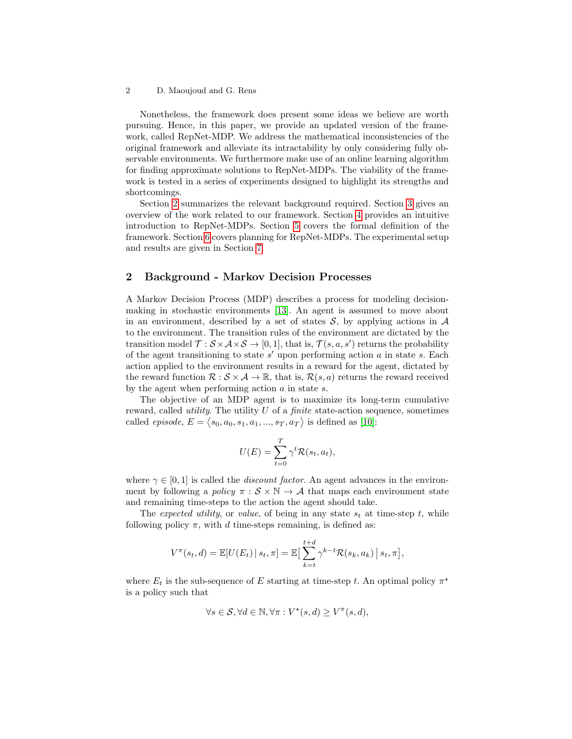Nonetheless, the framework does present some ideas we believe are worth pursuing. Hence, in this paper, we provide an updated version of the framework, called RepNet-MDP. We address the mathematical inconsistencies of the original framework and alleviate its intractability by only considering fully observable environments. We furthermore make use of an online learning algorithm for finding approximate solutions to RepNet-MDPs. The viability of the framework is tested in a series of experiments designed to highlight its strengths and shortcomings.

Section 2 summarizes the relevant background required. Section 3 gives an overview of the work related to our framework. Section 4 provides an intuitive introduction to RepNet-MDPs. Section 5 covers the formal definition of the framework. Section 6 covers planning for RepNet-MDPs. The experimental setup and results are given in Section 7.

## 2 Background - Markov Decision Processes

A Markov Decision Process (MDP) describes a process for modeling decision-making in stochastic environments [13]. An agent is assumed to move about in an environment, described by a set of states $\mathcal{S}$, by applying actions in $\mathcal{A}$ to the environment. The transition rules of the environment are dictated by the transition model $\mathcal{T} : \mathcal{S} \times \mathcal{A} \times \mathcal{S} \to [0, 1]$, that is, $\mathcal{T}(s, a, s')$ returns the probability of the agent transitioning to state $s'$ upon performing action $a$ in state $s$. Each action applied to the environment results in a reward for the agent, dictated by the reward function $\mathcal{R} : \mathcal{S} \times \mathcal{A} \to \mathbb{R}$, that is, $\mathcal{R}(s, a)$ returns the reward received by the agent when performing action $a$ in state $s$.

The objective of an MDP agent is to maximize its long-term cumulative reward, called *utility*. The utility $U$ of a *finite* state-action sequence, sometimes called *episode*, $E = \langle s_0, a_0, s_1, a_1, ..., s_T, a_T \rangle$ is defined as [10]:

$$U(E) = \sum_{t=0}^{T} \gamma^t \mathcal{R}(s_t, a_t),$$

where $\gamma \in [0, 1]$ is called the *discount factor*. An agent advances in the environment by following a *policy* $\pi : \mathcal{S} \times \mathbb{N} \to \mathcal{A}$ that maps each environment state and remaining time-steps to the action the agent should take.

The *expected utility*, or *value*, of being in any state $s_t$ at time-step $t$, while following policy $\pi$, with $d$ time-steps remaining, is defined as:

$$V^\pi(s_t, d) = \mathbb{E}[U(E_t) \mid s_t, \pi] = \mathbb{E}\big[\sum_{k=t}^{t+d} \gamma^{k-t} \mathcal{R}(s_k, a_k) \,\big|\, s_t, \pi\big],$$

where $E_t$ is the sub-sequence of $E$ starting at time-step $t$. An optimal policy $\pi^\star$ is a policy such that

$$\forall s \in \mathcal{S}, \forall d \in \mathbb{N}, \forall \pi : V^\star(s, d) \geq V^\pi(s, d),$$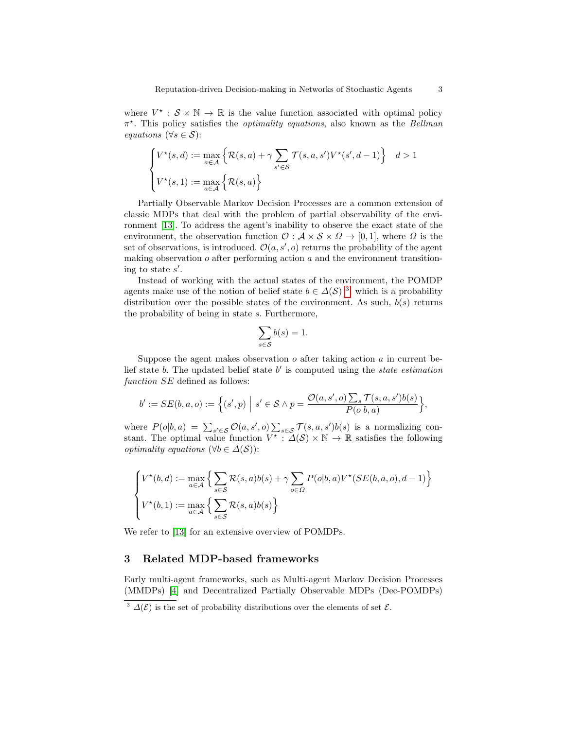where $V^\star : \mathcal{S} \times \mathbb{N} \to \mathbb{R}$ is the value function associated with optimal policy $\pi^\star$. This policy satisfies the *optimality equations*, also known as the *Bellman equations* ($\forall s \in \mathcal{S}$):

$$
\begin{cases}
V^\star(s,d) := \max\limits_{a \in \mathcal{A}} \Big\{ \mathcal{R}(s,a) + \gamma \sum\limits_{s' \in \mathcal{S}} \mathcal{T}(s,a,s') V^\star(s', d-1) \Big\} & d > 1 \\
V^\star(s,1) := \max\limits_{a \in \mathcal{A}} \Big\{ \mathcal{R}(s,a) \Big\}
\end{cases}
$$

Partially Observable Markov Decision Processes are a common extension of classic MDPs that deal with the problem of partial observability of the environment [13]. To address the agent's inability to observe the exact state of the environment, the observation function $\mathcal{O} : \mathcal{A} \times \mathcal{S} \times \Omega \to [0,1]$, where $\Omega$ is the set of observations, is introduced. $\mathcal{O}(a, s', o)$ returns the probability of the agent making observation $o$ after performing action $a$ and the environment transitioning to state $s'$.

Instead of working with the actual states of the environment, the POMDP agents make use of the notion of belief state $b \in \Delta(\mathcal{S})$ [3] which is a probability distribution over the possible states of the environment. As such, $b(s)$ returns the probability of being in state $s$. Furthermore,

$$
\sum_{s \in \mathcal{S}} b(s) = 1.
$$

Suppose the agent makes observation $o$ after taking action $a$ in current belief state $b$. The updated belief state $b'$ is computed using the *state estimation function SE* defined as follows:

$$
b' := SE(b,a,o) := \Big\{ (s', p) \;\Big|\; s' \in \mathcal{S} \wedge p = \frac{\mathcal{O}(a,s',o) \sum_s \mathcal{T}(s,a,s') b(s)}{P(o|b,a)} \Big\},
$$

where $P(o|b,a) = \sum_{s' \in \mathcal{S}} \mathcal{O}(a,s',o) \sum_{s \in \mathcal{S}} \mathcal{T}(s,a,s') b(s)$ is a normalizing constant. The optimal value function $V^\star : \Delta(\mathcal{S}) \times \mathbb{N} \to \mathbb{R}$ satisfies the following *optimality equations* ($\forall b \in \Delta(\mathcal{S})$):

$$
\begin{cases}
V^\star(b,d) := \max\limits_{a \in \mathcal{A}} \Big\{ \sum\limits_{s \in \mathcal{S}} \mathcal{R}(s,a) b(s) + \gamma \sum\limits_{o \in \Omega} P(o|b,a) V^\star(SE(b,a,o), d-1) \Big\} \\
V^\star(b,1) := \max\limits_{a \in \mathcal{A}} \Big\{ \sum\limits_{s \in \mathcal{S}} \mathcal{R}(s,a) b(s) \Big\}
\end{cases}
$$

We refer to [13] for an extensive overview of POMDPs.

## 3 Related MDP-based frameworks

Early multi-agent frameworks, such as Multi-agent Markov Decision Processes (MMDPs) [4] and Decentralized Partially Observable MDPs (Dec-POMDPs)

[3] $\Delta(\mathcal{E})$ is the set of probability distributions over the elements of set $\mathcal{E}$.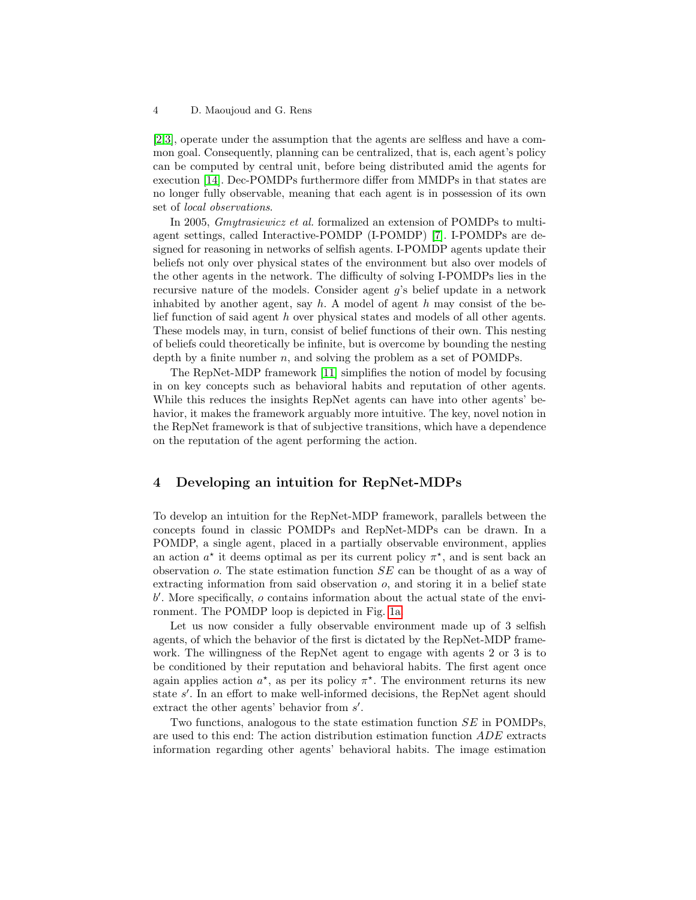[2,3], operate under the assumption that the agents are selfless and have a common goal. Consequently, planning can be centralized, that is, each agent's policy can be computed by central unit, before being distributed amid the agents for execution [14]. Dec-POMDPs furthermore differ from MMDPs in that states are no longer fully observable, meaning that each agent is in possession of its own set of *local observations*.

In 2005, *Gmytrasiewicz et al.* formalized an extension of POMDPs to multi-agent settings, called Interactive-POMDP (I-POMDP) [7]. I-POMDPs are designed for reasoning in networks of selfish agents. I-POMDP agents update their beliefs not only over physical states of the environment but also over models of the other agents in the network. The difficulty of solving I-POMDPs lies in the recursive nature of the models. Consider agent $g$'s belief update in a network inhabited by another agent, say $h$. A model of agent $h$ may consist of the belief function of said agent $h$ over physical states and models of all other agents. These models may, in turn, consist of belief functions of their own. This nesting of beliefs could theoretically be infinite, but is overcome by bounding the nesting depth by a finite number $n$, and solving the problem as a set of POMDPs.

The RepNet-MDP framework [11] simplifies the notion of model by focusing in on key concepts such as behavioral habits and reputation of other agents. While this reduces the insights RepNet agents can have into other agents' behavior, it makes the framework arguably more intuitive. The key, novel notion in the RepNet framework is that of subjective transitions, which have a dependence on the reputation of the agent performing the action.

## 4 Developing an intuition for RepNet-MDPs

To develop an intuition for the RepNet-MDP framework, parallels between the concepts found in classic POMDPs and RepNet-MDPs can be drawn. In a POMDP, a single agent, placed in a partially observable environment, applies an action $a^\star$ it deems optimal as per its current policy $\pi^\star$, and is sent back an observation $o$. The state estimation function $SE$ can be thought of as a way of extracting information from said observation $o$, and storing it in a belief state $b'$. More specifically, $o$ contains information about the actual state of the environment. The POMDP loop is depicted in Fig. 1a.

Let us now consider a fully observable environment made up of 3 selfish agents, of which the behavior of the first is dictated by the RepNet-MDP framework. The willingness of the RepNet agent to engage with agents 2 or 3 is to be conditioned by their reputation and behavioral habits. The first agent once again applies action $a^\star$, as per its policy $\pi^\star$. The environment returns its new state $s'$. In an effort to make well-informed decisions, the RepNet agent should extract the other agents' behavior from $s'$.

Two functions, analogous to the state estimation function $SE$ in POMDPs, are used to this end: The action distribution estimation function $ADE$ extracts information regarding other agents' behavioral habits. The image estimation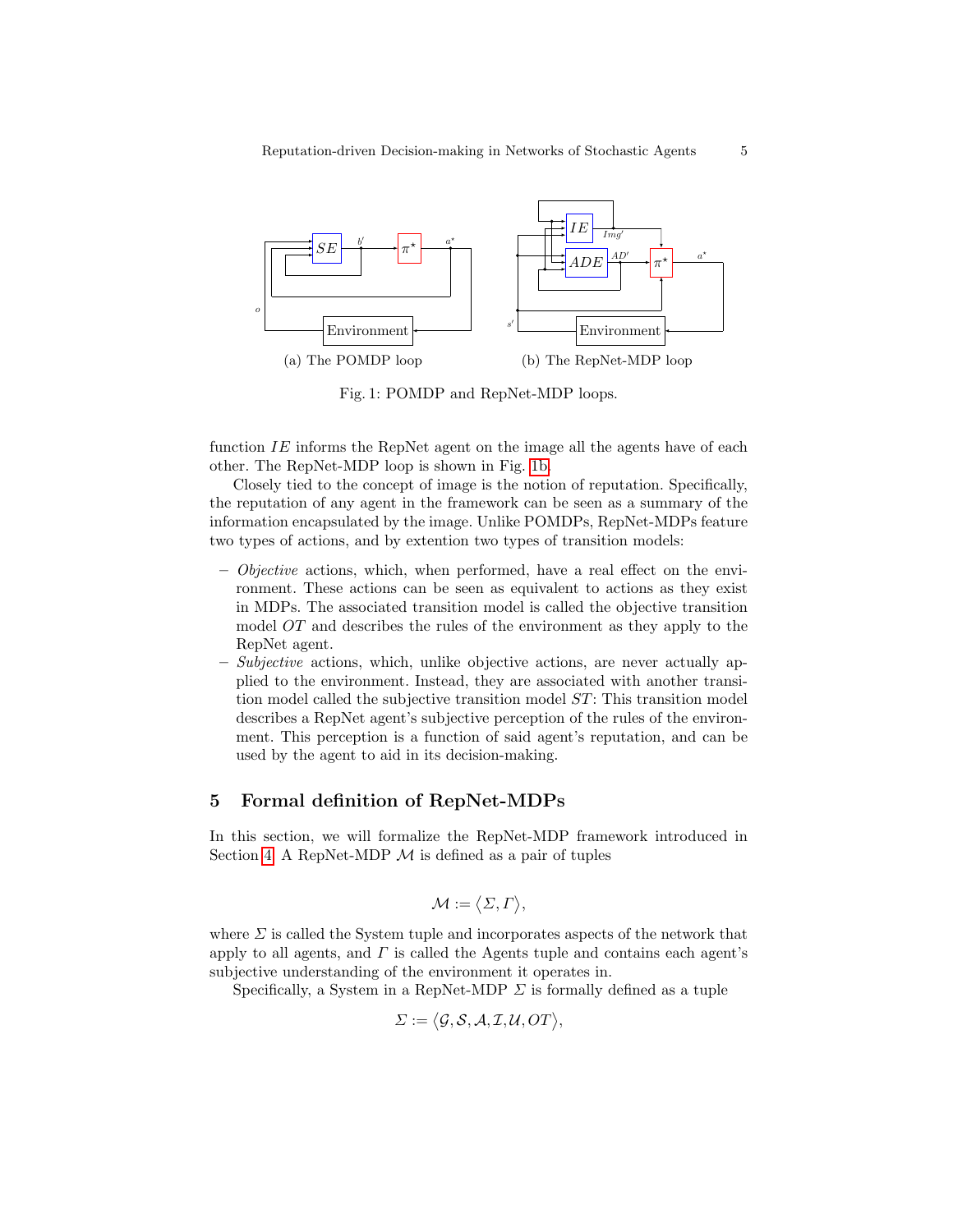(a) The POMDP loop

(b) The RepNet-MDP loop

Fig. 1: POMDP and RepNet-MDP loops.

function $IE$ informs the RepNet agent on the image all the agents have of each other. The RepNet-MDP loop is shown in Fig. 1b.

Closely tied to the concept of image is the notion of reputation. Specifically, the reputation of any agent in the framework can be seen as a summary of the information encapsulated by the image. Unlike POMDPs, RepNet-MDPs feature two types of actions, and by extention two types of transition models:

- *Objective* actions, which, when performed, have a real effect on the environment. These actions can be seen as equivalent to actions as they exist in MDPs. The associated transition model is called the objective transition model $OT$ and describes the rules of the environment as they apply to the RepNet agent.
- *Subjective* actions, which, unlike objective actions, are never actually applied to the environment. Instead, they are associated with another transition model called the subjective transition model $ST$: This transition model describes a RepNet agent's subjective perception of the rules of the environment. This perception is a function of said agent's reputation, and can be used by the agent to aid in its decision-making.

## 5 Formal definition of RepNet-MDPs

In this section, we will formalize the RepNet-MDP framework introduced in Section 4. A RepNet-MDP $\mathcal{M}$ is defined as a pair of tuples

$$\mathcal{M} := \langle \Sigma, \Gamma \rangle,$$

where $\Sigma$ is called the System tuple and incorporates aspects of the network that apply to all agents, and $\Gamma$ is called the Agents tuple and contains each agent's subjective understanding of the environment it operates in.

Specifically, a System in a RepNet-MDP $\Sigma$ is formally defined as a tuple

$$\Sigma := \langle \mathcal{G}, \mathcal{S}, \mathcal{A}, \mathcal{I}, \mathcal{U}, OT \rangle,$$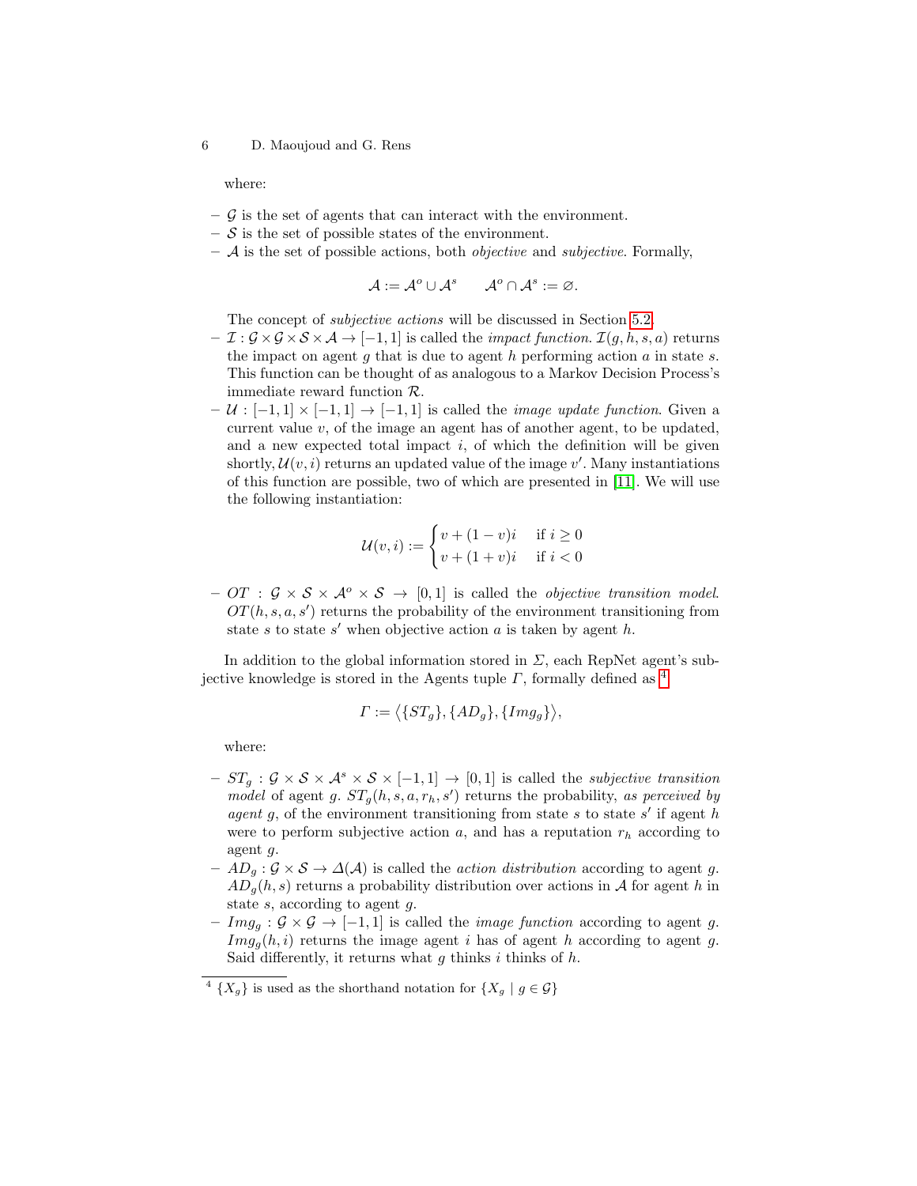where:

- $\mathcal{G}$ is the set of agents that can interact with the environment.
- $\mathcal{S}$ is the set of possible states of the environment.
- $\mathcal{A}$ is the set of possible actions, both *objective* and *subjective*. Formally,

$$\mathcal{A} := \mathcal{A}^o \cup \mathcal{A}^s \qquad \mathcal{A}^o \cap \mathcal{A}^s := \varnothing.$$

  The concept of *subjective actions* will be discussed in Section 5.2.
- $\mathcal{I} : \mathcal{G} \times \mathcal{G} \times \mathcal{S} \times \mathcal{A} \rightarrow [-1, 1]$ is called the *impact function*. $\mathcal{I}(g, h, s, a)$ returns the impact on agent $g$ that is due to agent $h$ performing action $a$ in state $s$. This function can be thought of as analogous to a Markov Decision Process's immediate reward function $\mathcal{R}$.
- $\mathcal{U} : [-1, 1] \times [-1, 1] \rightarrow [-1, 1]$ is called the *image update function*. Given a current value $v$, of the image an agent has of another agent, to be updated, and a new expected total impact $i$, of which the definition will be given shortly, $\mathcal{U}(v, i)$ returns an updated value of the image $v'$. Many instantiations of this function are possible, two of which are presented in [11]. We will use the following instantiation:

$$\mathcal{U}(v, i) := \begin{cases} v + (1 - v)i & \text{if } i \geq 0 \\ v + (1 + v)i & \text{if } i < 0 \end{cases}$$

- $OT : \mathcal{G} \times \mathcal{S} \times \mathcal{A}^o \times \mathcal{S} \rightarrow [0, 1]$ is called the *objective transition model*. $OT(h, s, a, s')$ returns the probability of the environment transitioning from state $s$ to state $s'$ when objective action $a$ is taken by agent $h$.

In addition to the global information stored in $\Sigma$, each RepNet agent's subjective knowledge is stored in the Agents tuple $\Gamma$, formally defined as [4]

$$\Gamma := \langle \{ST_g\}, \{AD_g\}, \{Img_g\} \rangle,$$

where:

- $ST_g : \mathcal{G} \times \mathcal{S} \times \mathcal{A}^s \times \mathcal{S} \times [-1, 1] \rightarrow [0, 1]$ is called the *subjective transition model* of agent $g$. $ST_g(h, s, a, r_h, s')$ returns the probability, *as perceived by agent* $g$, of the environment transitioning from state $s$ to state $s'$ if agent $h$ were to perform subjective action $a$, and has a reputation $r_h$ according to agent $g$.
- $AD_g : \mathcal{G} \times \mathcal{S} \rightarrow \Delta(\mathcal{A})$ is called the *action distribution* according to agent $g$. $AD_g(h, s)$ returns a probability distribution over actions in $\mathcal{A}$ for agent $h$ in state $s$, according to agent $g$.
- $Img_g : \mathcal{G} \times \mathcal{G} \rightarrow [-1, 1]$ is called the *image function* according to agent $g$. $Img_g(h, i)$ returns the image agent $i$ has of agent $h$ according to agent $g$. Said differently, it returns what $g$ thinks $i$ thinks of $h$.

[4] $\{X_g\}$ is used as the shorthand notation for $\{X_g \mid g \in \mathcal{G}\}$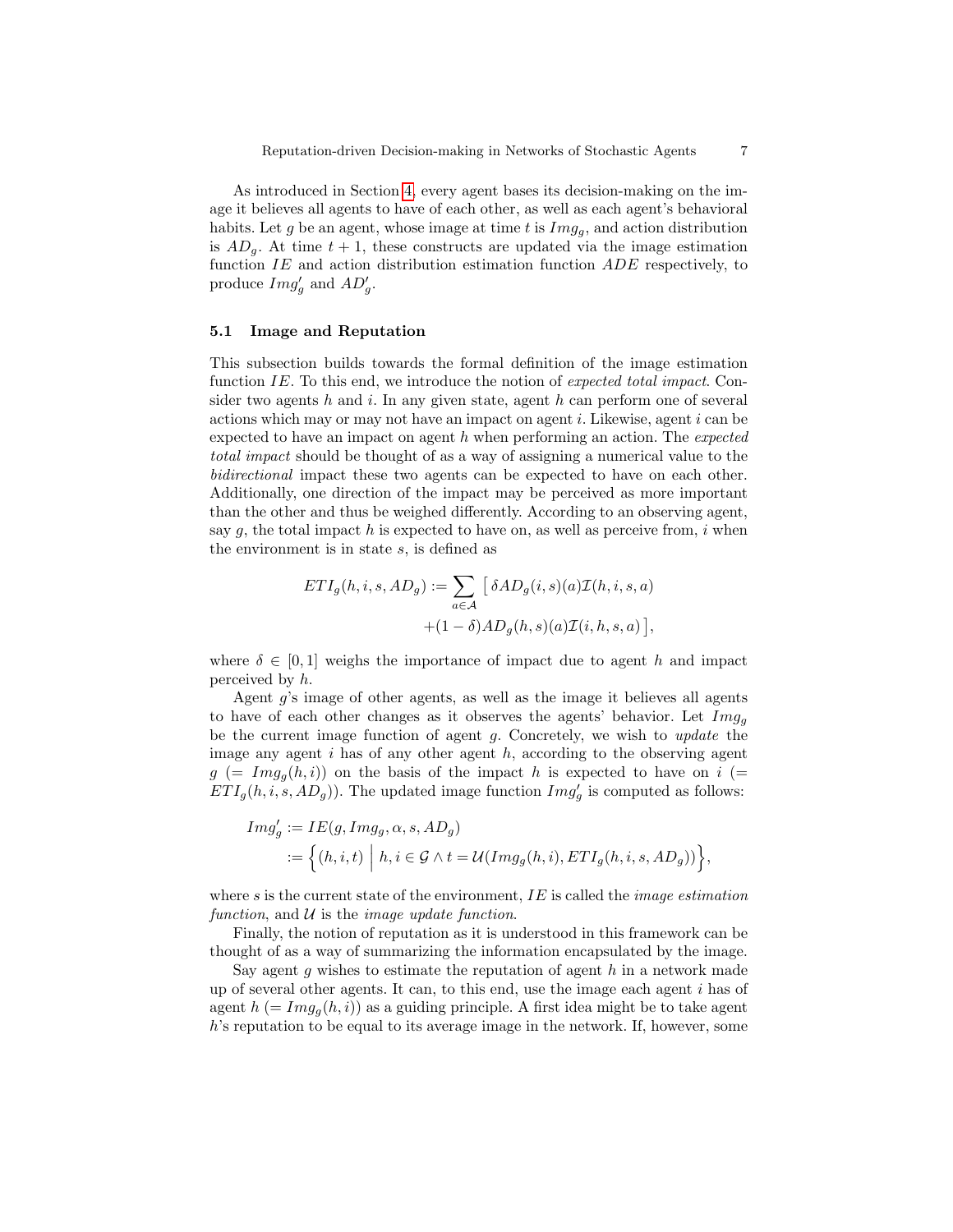As introduced in Section 4, every agent bases its decision-making on the image it believes all agents to have of each other, as well as each agent's behavioral habits. Let $g$ be an agent, whose image at time $t$ is $Img_g$, and action distribution is $AD_g$. At time $t+1$, these constructs are updated via the image estimation function $IE$ and action distribution estimation function $ADE$ respectively, to produce $Img'_g$ and $AD'_g$.

### 5.1 Image and Reputation

This subsection builds towards the formal definition of the image estimation function $IE$. To this end, we introduce the notion of *expected total impact*. Consider two agents $h$ and $i$. In any given state, agent $h$ can perform one of several actions which may or may not have an impact on agent $i$. Likewise, agent $i$ can be expected to have an impact on agent $h$ when performing an action. The *expected total impact* should be thought of as a way of assigning a numerical value to the *bidirectional* impact these two agents can be expected to have on each other. Additionally, one direction of the impact may be perceived as more important than the other and thus be weighed differently. According to an observing agent, say $g$, the total impact $h$ is expected to have on, as well as perceive from, $i$ when the environment is in state $s$, is defined as

$$
\begin{aligned}
ETI_g(h, i, s, AD_g) := \sum_{a \in \mathcal{A}} \big[\, & \delta AD_g(i, s)(a) \mathcal{I}(h, i, s, a) \\
& + (1-\delta) AD_g(h, s)(a) \mathcal{I}(i, h, s, a) \,\big],
\end{aligned}
$$

where $\delta \in [0, 1]$ weighs the importance of impact due to agent $h$ and impact perceived by $h$.

Agent $g$'s image of other agents, as well as the image it believes all agents to have of each other changes as it observes the agents' behavior. Let $Img_g$ be the current image function of agent $g$. Concretely, we wish to *update* the image any agent $i$ has of any other agent $h$, according to the observing agent $g$ $(= Img_g(h, i))$ on the basis of the impact $h$ is expected to have on $i$ $(= ETI_g(h, i, s, AD_g))$. The updated image function $Img'_g$ is computed as follows:

$$
\begin{aligned}
Img'_g &:= IE(g, Img_g, \alpha, s, AD_g) \\
&:= \Big\{ (h, i, t) \;\Big|\; h, i \in \mathcal{G} \wedge t = \mathcal{U}(Img_g(h, i), ETI_g(h, i, s, AD_g)) \Big\},
\end{aligned}
$$

where $s$ is the current state of the environment, $IE$ is called the *image estimation function*, and $\mathcal{U}$ is the *image update function*.

Finally, the notion of reputation as it is understood in this framework can be thought of as a way of summarizing the information encapsulated by the image.

Say agent $g$ wishes to estimate the reputation of agent $h$ in a network made up of several other agents. It can, to this end, use the image each agent $i$ has of agent $h$ $(= Img_g(h, i))$ as a guiding principle. A first idea might be to take agent $h$'s reputation to be equal to its average image in the network. If, however, some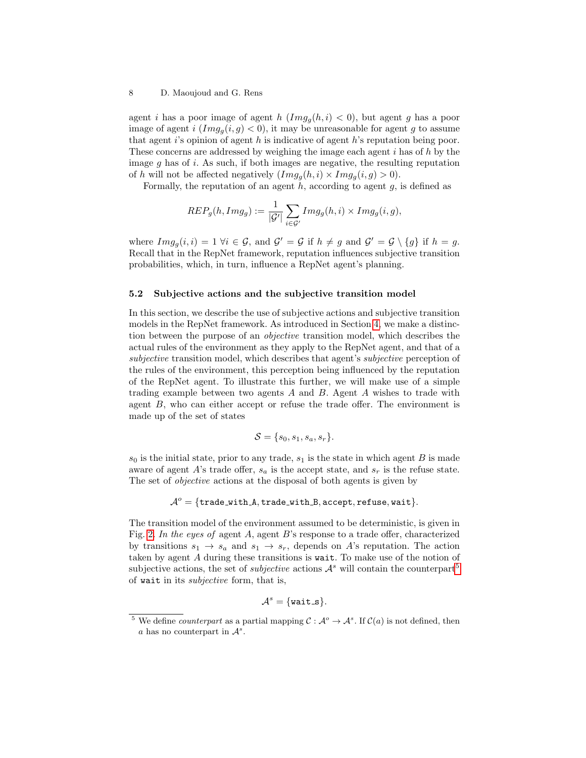agent $i$ has a poor image of agent $h$ ($Img_g(h,i) < 0$), but agent $g$ has a poor image of agent $i$ ($Img_g(i,g) < 0$), it may be unreasonable for agent $g$ to assume that agent $i$'s opinion of agent $h$ is indicative of agent $h$'s reputation being poor. These concerns are addressed by weighing the image each agent $i$ has of $h$ by the image $g$ has of $i$. As such, if both images are negative, the resulting reputation of $h$ will not be affected negatively ($Img_g(h,i) \times Img_g(i,g) > 0$).

Formally, the reputation of an agent $h$, according to agent $g$, is defined as

$$REP_g(h, Img_g) := \frac{1}{|\mathcal{G}'|} \sum_{i \in \mathcal{G}'} Img_g(h,i) \times Img_g(i,g),$$

where $Img_g(i,i) = 1 \; \forall i \in \mathcal{G}$, and $\mathcal{G}' = \mathcal{G}$ if $h \neq g$ and $\mathcal{G}' = \mathcal{G} \setminus \{g\}$ if $h = g$. Recall that in the RepNet framework, reputation influences subjective transition probabilities, which, in turn, influence a RepNet agent's planning.

### 5.2 Subjective actions and the subjective transition model

In this section, we describe the use of subjective actions and subjective transition models in the RepNet framework. As introduced in Section 4, we make a distinction between the purpose of an *objective* transition model, which describes the actual rules of the environment as they apply to the RepNet agent, and that of a *subjective* transition model, which describes that agent's *subjective* perception of the rules of the environment, this perception being influenced by the reputation of the RepNet agent. To illustrate this further, we will make use of a simple trading example between two agents $A$ and $B$. Agent $A$ wishes to trade with agent $B$, who can either accept or refuse the trade offer. The environment is made up of the set of states

$$\mathcal{S} = \{s_0, s_1, s_a, s_r\}.$$

$s_0$ is the initial state, prior to any trade, $s_1$ is the state in which agent $B$ is made aware of agent $A$'s trade offer, $s_a$ is the accept state, and $s_r$ is the refuse state. The set of *objective* actions at the disposal of both agents is given by

$$\mathcal{A}^o = \{\texttt{trade\_with\_A}, \texttt{trade\_with\_B}, \texttt{accept}, \texttt{refuse}, \texttt{wait}\}.$$

The transition model of the environment assumed to be deterministic, is given in Fig. 2. *In the eyes of* agent $A$, agent $B$'s response to a trade offer, characterized by transitions $s_1 \to s_a$ and $s_1 \to s_r$, depends on $A$'s reputation. The action taken by agent $A$ during these transitions is `wait`. To make use of the notion of subjective actions, the set of *subjective* actions $\mathcal{A}^s$ will contain the counterpart[5] of `wait` in its *subjective* form, that is,

$$\mathcal{A}^s = \{\texttt{wait\_s}\}.$$

[5] We define *counterpart* as a partial mapping $\mathcal{C} : \mathcal{A}^o \to \mathcal{A}^s$. If $\mathcal{C}(a)$ is not defined, then $a$ has no counterpart in $\mathcal{A}^s$.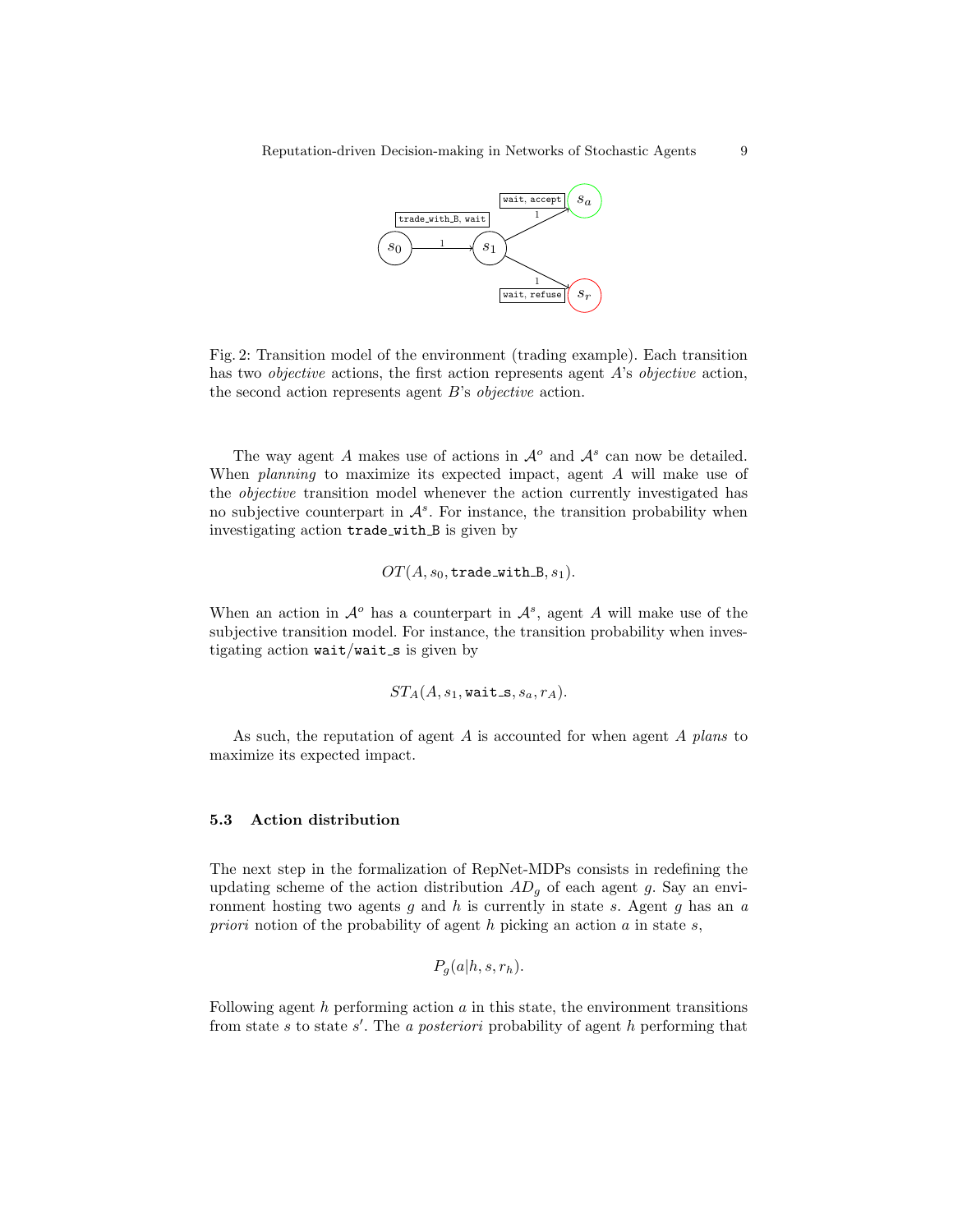Fig. 2: Transition model of the environment (trading example). Each transition has two *objective* actions, the first action represents agent $A$'s *objective* action, the second action represents agent $B$'s *objective* action.

The way agent $A$ makes use of actions in $\mathcal{A}^o$ and $\mathcal{A}^s$ can now be detailed. When *planning* to maximize its expected impact, agent $A$ will make use of the *objective* transition model whenever the action currently investigated has no subjective counterpart in $\mathcal{A}^s$. For instance, the transition probability when investigating action `trade_with_B` is given by

$$OT(A, s_0, \texttt{trade\_with\_B}, s_1).$$

When an action in $\mathcal{A}^o$ has a counterpart in $\mathcal{A}^s$, agent $A$ will make use of the subjective transition model. For instance, the transition probability when investigating action `wait`/`wait_s` is given by

$$ST_A(A, s_1, \texttt{wait\_s}, s_a, r_A).$$

As such, the reputation of agent $A$ is accounted for when agent $A$ *plans* to maximize its expected impact.

### 5.3 Action distribution

The next step in the formalization of RepNet-MDPs consists in redefining the updating scheme of the action distribution $AD_g$ of each agent $g$. Say an environment hosting two agents $g$ and $h$ is currently in state $s$. Agent $g$ has an *a priori* notion of the probability of agent $h$ picking an action $a$ in state $s$,

$$P_g(a|h, s, r_h).$$

Following agent $h$ performing action $a$ in this state, the environment transitions from state $s$ to state $s'$. The *a posteriori* probability of agent $h$ performing that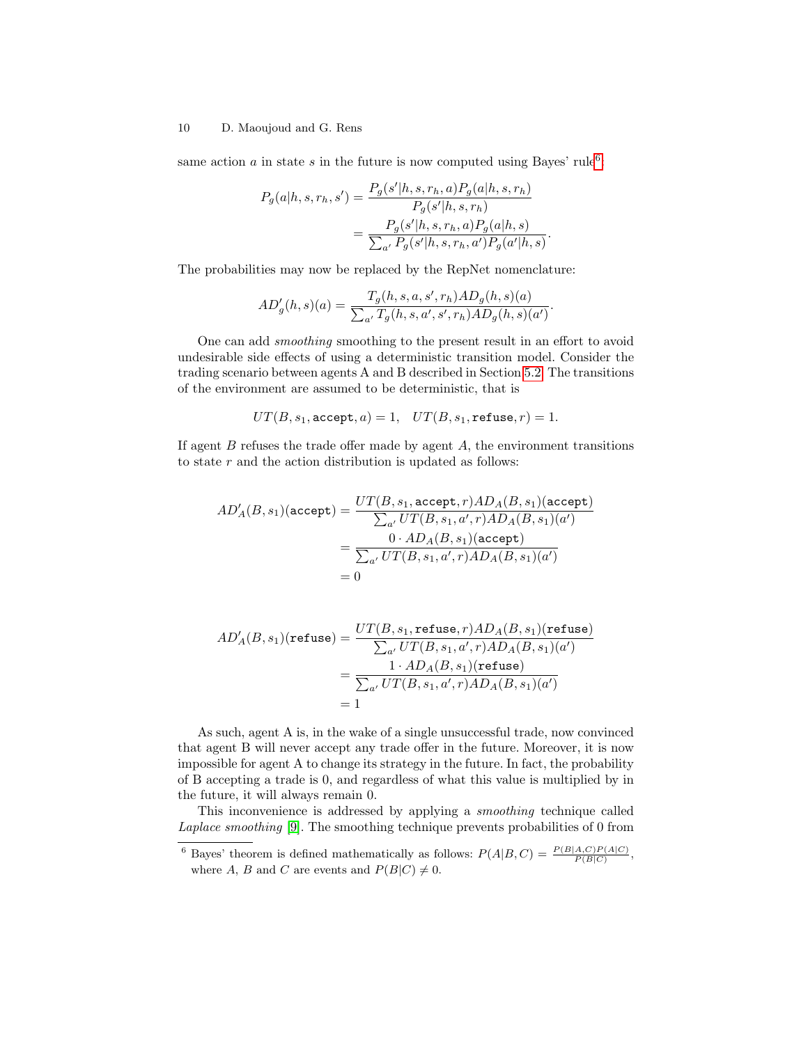same action $a$ in state $s$ in the future is now computed using Bayes' rule[6]:

$$P_g(a|h, s, r_h, s') = \frac{P_g(s'|h, s, r_h, a) P_g(a|h, s, r_h)}{P_g(s'|h, s, r_h)}$$
$$= \frac{P_g(s'|h, s, r_h, a) P_g(a|h, s)}{\sum_{a'} P_g(s'|h, s, r_h, a') P_g(a'|h, s)}.$$

The probabilities may now be replaced by the RepNet nomenclature:

$$AD'_g(h, s)(a) = \frac{T_g(h, s, a, s', r_h) AD_g(h, s)(a)}{\sum_{a'} T_g(h, s, a', s', r_h) AD_g(h, s)(a')}.$$

One can add *smoothing* smoothing to the present result in an effort to avoid undesirable side effects of using a deterministic transition model. Consider the trading scenario between agents A and B described in Section 5.2. The transitions of the environment are assumed to be deterministic, that is

$$UT(B, s_1, \texttt{accept}, a) = 1, \quad UT(B, s_1, \texttt{refuse}, r) = 1.$$

If agent $B$ refuses the trade offer made by agent $A$, the environment transitions to state $r$ and the action distribution is updated as follows:

$$AD'_A(B, s_1)(\texttt{accept}) = \frac{UT(B, s_1, \texttt{accept}, r) AD_A(B, s_1)(\texttt{accept})}{\sum_{a'} UT(B, s_1, a', r) AD_A(B, s_1)(a')}$$
$$= \frac{0 \cdot AD_A(B, s_1)(\texttt{accept})}{\sum_{a'} UT(B, s_1, a', r) AD_A(B, s_1)(a')}$$
$$= 0$$

$$AD'_A(B, s_1)(\texttt{refuse}) = \frac{UT(B, s_1, \texttt{refuse}, r) AD_A(B, s_1)(\texttt{refuse})}{\sum_{a'} UT(B, s_1, a', r) AD_A(B, s_1)(a')}$$
$$= \frac{1 \cdot AD_A(B, s_1)(\texttt{refuse})}{\sum_{a'} UT(B, s_1, a', r) AD_A(B, s_1)(a')}$$
$$= 1$$

As such, agent A is, in the wake of a single unsuccessful trade, now convinced that agent B will never accept any trade offer in the future. Moreover, it is now impossible for agent A to change its strategy in the future. In fact, the probability of B accepting a trade is 0, and regardless of what this value is multiplied by in the future, it will always remain 0.

This inconvenience is addressed by applying a *smoothing* technique called *Laplace smoothing* [9]. The smoothing technique prevents probabilities of 0 from

---

[6] Bayes' theorem is defined mathematically as follows: $P(A|B, C) = \frac{P(B|A,C)P(A|C)}{P(B|C)}$, where $A$, $B$ and $C$ are events and $P(B|C) \neq 0$.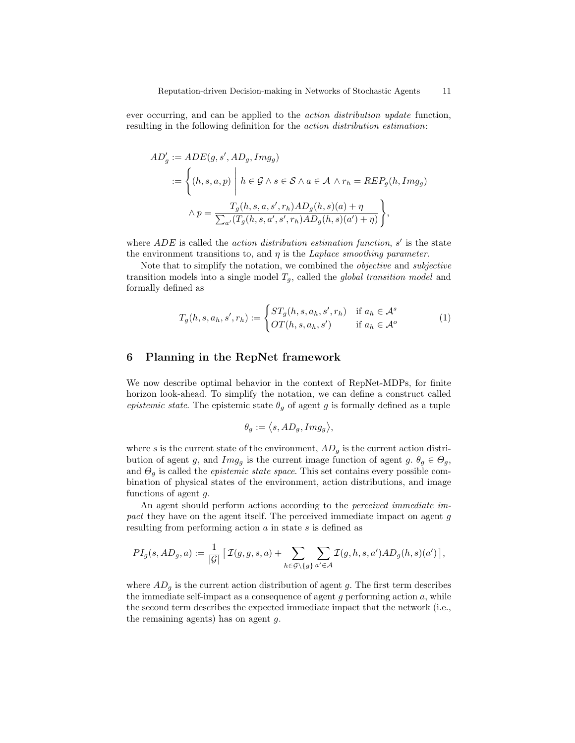ever occurring, and can be applied to the *action distribution update* function, resulting in the following definition for the *action distribution estimation*:

$$
\begin{aligned}
AD'_g &:= ADE(g, s', AD_g, Img_g) \\
&:= \Bigg\{ (h, s, a, p) \;\Bigg|\; h \in \mathcal{G} \wedge s \in \mathcal{S} \wedge a \in \mathcal{A} \wedge r_h = REP_g(h, Img_g) \\
&\qquad \wedge p = \frac{T_g(h, s, a, s', r_h) AD_g(h, s)(a) + \eta}{\sum_{a'} (T_g(h, s, a', s', r_h) AD_g(h, s)(a') + \eta)} \Bigg\},
\end{aligned}
$$

where $ADE$ is called the *action distribution estimation function*, $s'$ is the state the environment transitions to, and $\eta$ is the *Laplace smoothing parameter*.

Note that to simplify the notation, we combined the *objective* and *subjective* transition models into a single model $T_g$, called the *global transition model* and formally defined as

$$
T_g(h, s, a_h, s', r_h) := \begin{cases} ST_g(h, s, a_h, s', r_h) & \text{if } a_h \in \mathcal{A}^s \\ OT(h, s, a_h, s') & \text{if } a_h \in \mathcal{A}^o \end{cases} \tag{1}
$$

## 6 Planning in the RepNet framework

We now describe optimal behavior in the context of RepNet-MDPs, for finite horizon look-ahead. To simplify the notation, we can define a construct called *epistemic state*. The epistemic state $\theta_g$ of agent $g$ is formally defined as a tuple

$$
\theta_g := \langle s, AD_g, Img_g \rangle,
$$

where $s$ is the current state of the environment, $AD_g$ is the current action distribution of agent $g$, and $Img_g$ is the current image function of agent $g$. $\theta_g \in \Theta_g$, and $\Theta_g$ is called the *epistemic state space*. This set contains every possible combination of physical states of the environment, action distributions, and image functions of agent $g$.

An agent should perform actions according to the *perceived immediate impact* they have on the agent itself. The perceived immediate impact on agent $g$ resulting from performing action $a$ in state $s$ is defined as

$$
PI_g(s, AD_g, a) := \frac{1}{|\mathcal{G}|} \Big[ \mathcal{I}(g, g, s, a) + \sum_{h \in \mathcal{G} \setminus \{g\}} \sum_{a' \in \mathcal{A}} \mathcal{I}(g, h, s, a') AD_g(h, s)(a') \Big],
$$

where $AD_g$ is the current action distribution of agent $g$. The first term describes the immediate self-impact as a consequence of agent $g$ performing action $a$, while the second term describes the expected immediate impact that the network (i.e., the remaining agents) has on agent $g$.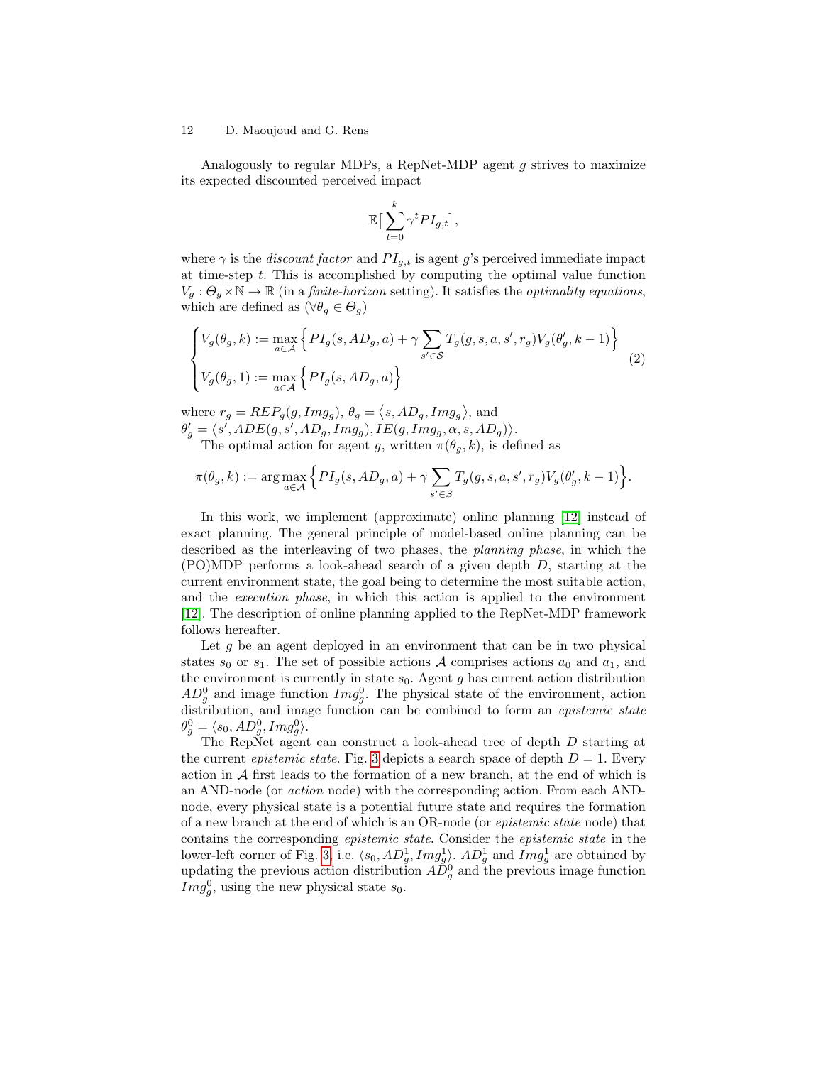Analogously to regular MDPs, a RepNet-MDP agent $g$ strives to maximize its expected discounted perceived impact

$$\mathbb{E}\big[\sum_{t=0}^{k} \gamma^t PI_{g,t}\big],$$

where $\gamma$ is the *discount factor* and $PI_{g,t}$ is agent $g$'s perceived immediate impact at time-step $t$. This is accomplished by computing the optimal value function $V_g : \Theta_g \times \mathbb{N} \to \mathbb{R}$ (in a *finite-horizon* setting). It satisfies the *optimality equations*, which are defined as ($\forall \theta_g \in \Theta_g$)

$$\begin{cases} V_g(\theta_g, k) := \max\limits_{a \in \mathcal{A}} \Big\{ PI_g(s, AD_g, a) + \gamma \sum\limits_{s' \in \mathcal{S}} T_g(g, s, a, s', r_g) V_g(\theta'_g, k-1) \Big\} \\ V_g(\theta_g, 1) := \max\limits_{a \in \mathcal{A}} \Big\{ PI_g(s, AD_g, a) \Big\} \end{cases} \tag{2}$$

where $r_g = REP_g(g, Img_g)$, $\theta_g = \langle s, AD_g, Img_g \rangle$, and $\theta'_g = \langle s', ADE(g, s', AD_g, Img_g), IE(g, Img_g, \alpha, s, AD_g) \rangle$.

The optimal action for agent $g$, written $\pi(\theta_g, k)$, is defined as

$$\pi(\theta_g, k) := \arg\max_{a \in \mathcal{A}} \Big\{ PI_g(s, AD_g, a) + \gamma \sum_{s' \in S} T_g(g, s, a, s', r_g) V_g(\theta'_g, k-1) \Big\}.$$

In this work, we implement (approximate) online planning [12] instead of exact planning. The general principle of model-based online planning can be described as the interleaving of two phases, the *planning phase*, in which the (PO)MDP performs a look-ahead search of a given depth $D$, starting at the current environment state, the goal being to determine the most suitable action, and the *execution phase*, in which this action is applied to the environment [12]. The description of online planning applied to the RepNet-MDP framework follows hereafter.

Let $g$ be an agent deployed in an environment that can be in two physical states $s_0$ or $s_1$. The set of possible actions $\mathcal{A}$ comprises actions $a_0$ and $a_1$, and the environment is currently in state $s_0$. Agent $g$ has current action distribution $AD^0_g$ and image function $Img^0_g$. The physical state of the environment, action distribution, and image function can be combined to form an *epistemic state* $\theta^0_g = \langle s_0, AD^0_g, Img^0_g \rangle$.

The RepNet agent can construct a look-ahead tree of depth $D$ starting at the current *epistemic state*. Fig. 3 depicts a search space of depth $D = 1$. Every action in $\mathcal{A}$ first leads to the formation of a new branch, at the end of which is an AND-node (or *action* node) with the corresponding action. From each AND-node, every physical state is a potential future state and requires the formation of a new branch at the end of which is an OR-node (or *epistemic state* node) that contains the corresponding *epistemic state*. Consider the *epistemic state* in the lower-left corner of Fig. 3, i.e. $\langle s_0, AD^1_g, Img^1_g \rangle$. $AD^1_g$ and $Img^1_g$ are obtained by updating the previous action distribution $AD^0_g$ and the previous image function $Img^0_g$, using the new physical state $s_0$.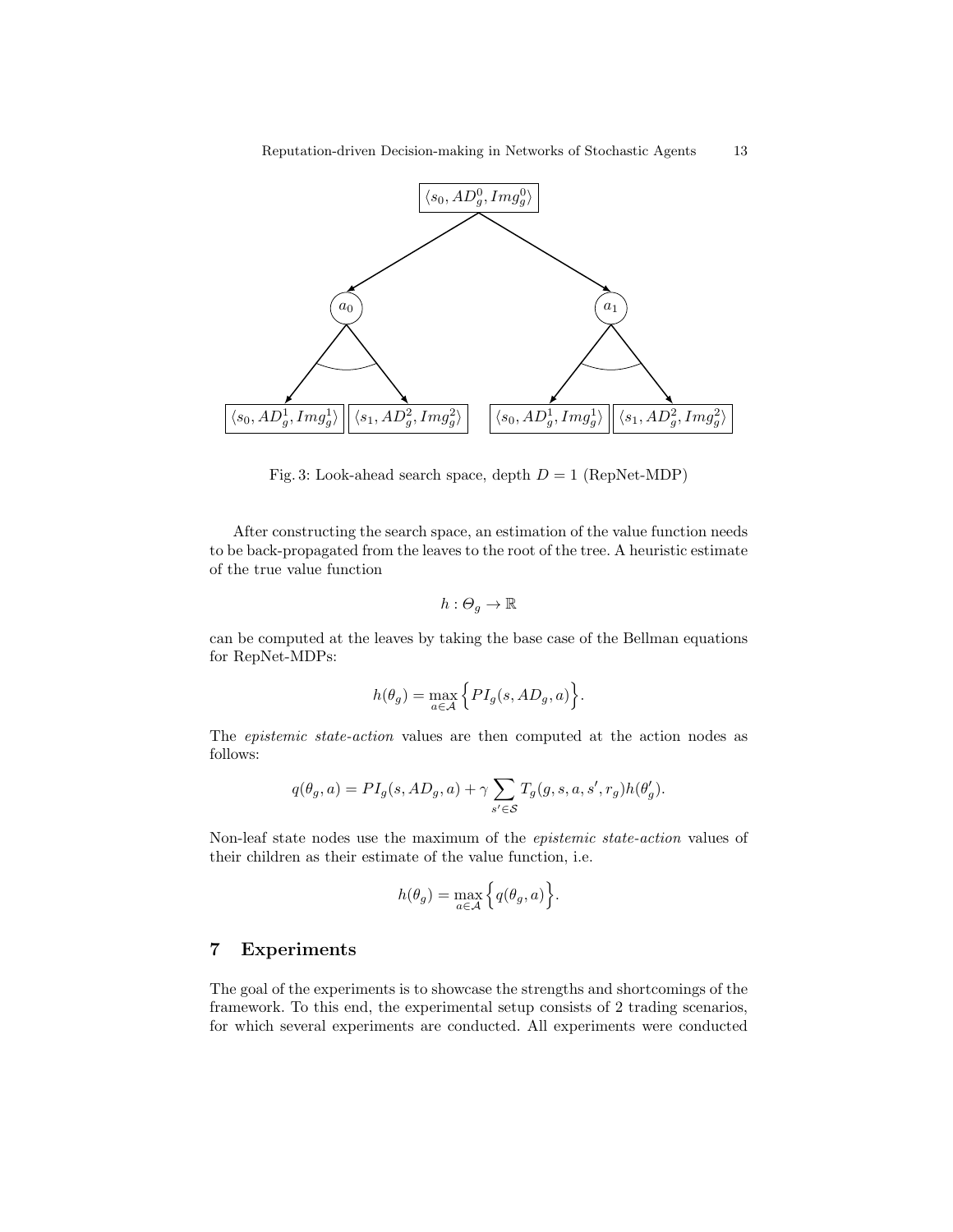Fig. 3: Look-ahead search space, depth $D = 1$ (RepNet-MDP)

After constructing the search space, an estimation of the value function needs to be back-propagated from the leaves to the root of the tree. A heuristic estimate of the true value function

$$h : \Theta_g \to \mathbb{R}$$

can be computed at the leaves by taking the base case of the Bellman equations for RepNet-MDPs:

$$h(\theta_g) = \max_{a \in \mathcal{A}} \Big\{ PI_g(s, AD_g, a) \Big\}.$$

The *epistemic state-action* values are then computed at the action nodes as follows:

$$q(\theta_g, a) = PI_g(s, AD_g, a) + \gamma \sum_{s' \in \mathcal{S}} T_g(g, s, a, s', r_g) h(\theta'_g).$$

Non-leaf state nodes use the maximum of the *epistemic state-action* values of their children as their estimate of the value function, i.e.

$$h(\theta_g) = \max_{a \in \mathcal{A}} \Big\{ q(\theta_g, a) \Big\}.$$

## 7 Experiments

The goal of the experiments is to showcase the strengths and shortcomings of the framework. To this end, the experimental setup consists of 2 trading scenarios, for which several experiments are conducted. All experiments were conducted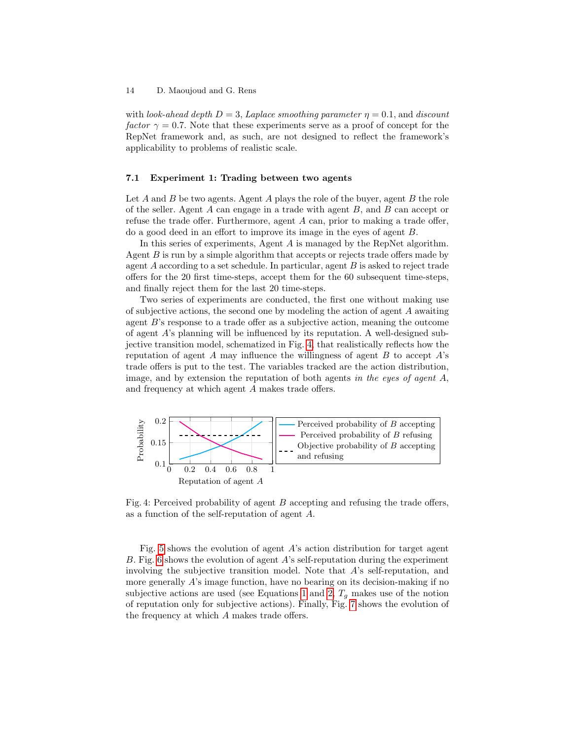with *look-ahead depth* $D = 3$, *Laplace smoothing parameter* $\eta = 0.1$, and *discount factor* $\gamma = 0.7$. Note that these experiments serve as a proof of concept for the RepNet framework and, as such, are not designed to reflect the framework's applicability to problems of realistic scale.

### 7.1 Experiment 1: Trading between two agents

Let $A$ and $B$ be two agents. Agent $A$ plays the role of the buyer, agent $B$ the role of the seller. Agent $A$ can engage in a trade with agent $B$, and $B$ can accept or refuse the trade offer. Furthermore, agent $A$ can, prior to making a trade offer, do a good deed in an effort to improve its image in the eyes of agent $B$.

In this series of experiments, Agent $A$ is managed by the RepNet algorithm. Agent $B$ is run by a simple algorithm that accepts or rejects trade offers made by agent $A$ according to a set schedule. In particular, agent $B$ is asked to reject trade offers for the 20 first time-steps, accept them for the 60 subsequent time-steps, and finally reject them for the last 20 time-steps.

Two series of experiments are conducted, the first one without making use of subjective actions, the second one by modeling the action of agent $A$ awaiting agent $B$'s response to a trade offer as a subjective action, meaning the outcome of agent $A$'s planning will be influenced by its reputation. A well-designed subjective transition model, schematized in Fig. 4, that realistically reflects how the reputation of agent $A$ may influence the willingness of agent $B$ to accept $A$'s trade offers is put to the test. The variables tracked are the action distribution, image, and by extension the reputation of both agents *in the eyes of agent A*, and frequency at which agent $A$ makes trade offers.

Fig. 4: Perceived probability of agent $B$ accepting and refusing the trade offers, as a function of the self-reputation of agent $A$.

Fig. 5 shows the evolution of agent $A$'s action distribution for target agent $B$. Fig. 6 shows the evolution of agent $A$'s self-reputation during the experiment involving the subjective transition model. Note that $A$'s self-reputation, and more generally $A$'s image function, have no bearing on its decision-making if no subjective actions are used (see Equations 1 and 2, $T_g$ makes use of the notion of reputation only for subjective actions). Finally, Fig. 7 shows the evolution of the frequency at which $A$ makes trade offers.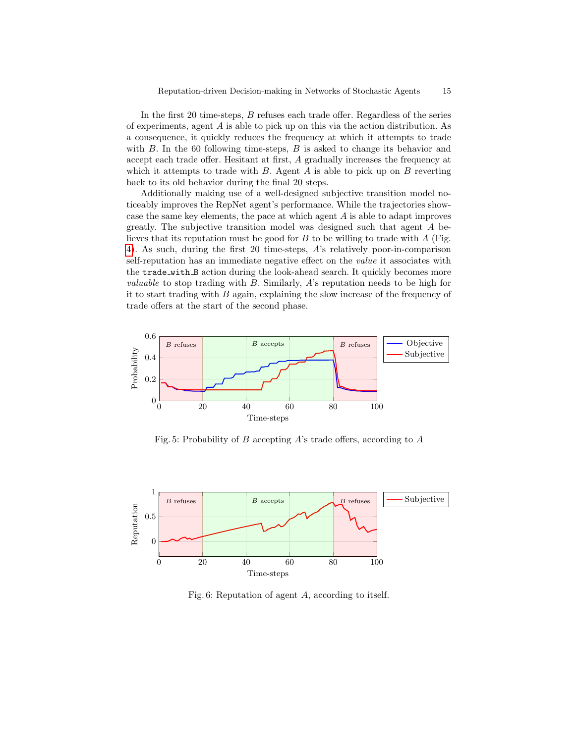In the first 20 time-steps, $B$ refuses each trade offer. Regardless of the series of experiments, agent $A$ is able to pick up on this via the action distribution. As a consequence, it quickly reduces the frequency at which it attempts to trade with $B$. In the 60 following time-steps, $B$ is asked to change its behavior and accept each trade offer. Hesitant at first, $A$ gradually increases the frequency at which it attempts to trade with $B$. Agent $A$ is able to pick up on $B$ reverting back to its old behavior during the final 20 steps.

Additionally making use of a well-designed subjective transition model noticeably improves the RepNet agent's performance. While the trajectories showcase the same key elements, the pace at which agent $A$ is able to adapt improves greatly. The subjective transition model was designed such that agent $A$ believes that its reputation must be good for $B$ to be willing to trade with $A$ (Fig. 4). As such, during the first 20 time-steps, $A$'s relatively poor-in-comparison self-reputation has an immediate negative effect on the *value* it associates with the `trade_with_B` action during the look-ahead search. It quickly becomes more *valuable* to stop trading with $B$. Similarly, $A$'s reputation needs to be high for it to start trading with $B$ again, explaining the slow increase of the frequency of trade offers at the start of the second phase.

Fig. 5: Probability of $B$ accepting $A$'s trade offers, according to $A$

Fig. 6: Reputation of agent $A$, according to itself.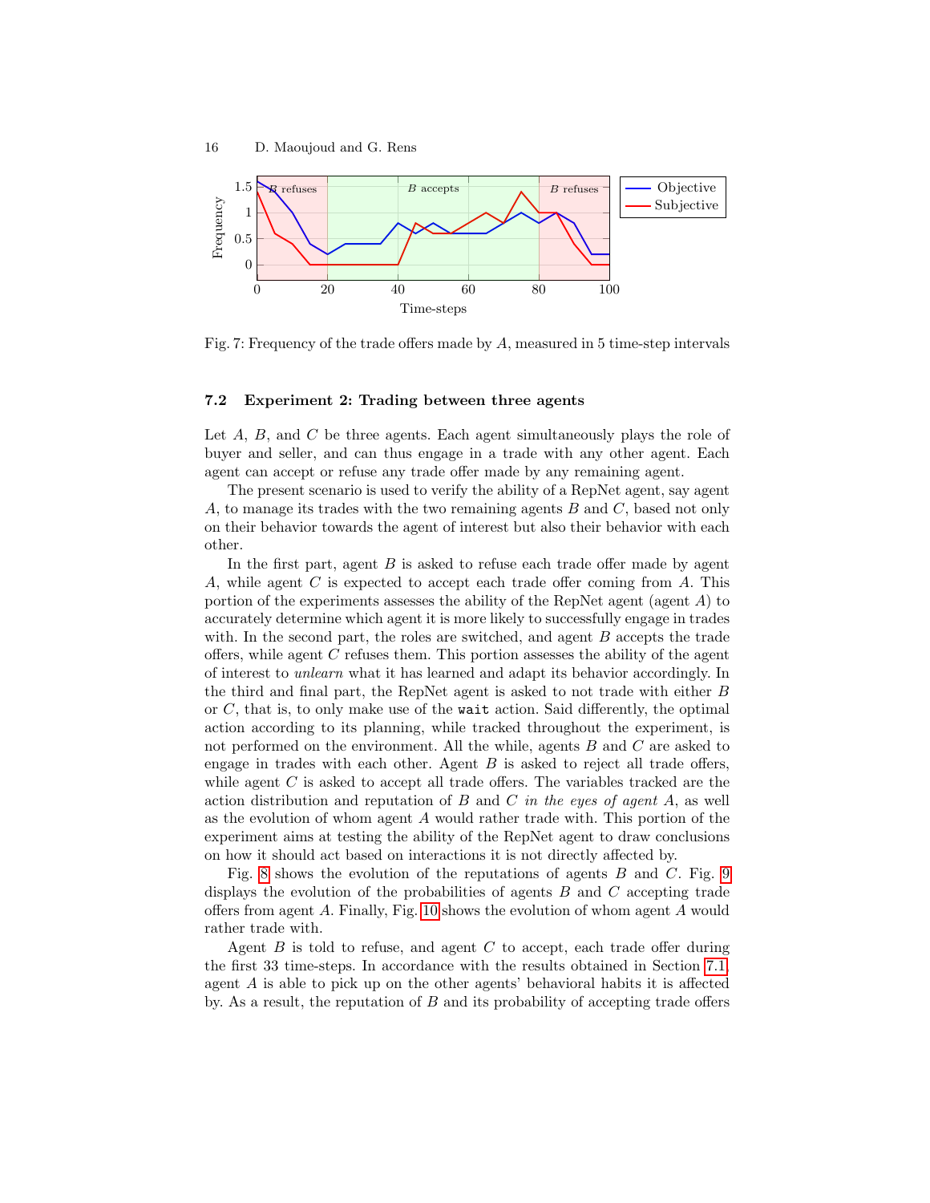Fig. 7: Frequency of the trade offers made by $A$, measured in 5 time-step intervals

### 7.2 Experiment 2: Trading between three agents

Let $A$, $B$, and $C$ be three agents. Each agent simultaneously plays the role of buyer and seller, and can thus engage in a trade with any other agent. Each agent can accept or refuse any trade offer made by any remaining agent.

The present scenario is used to verify the ability of a RepNet agent, say agent $A$, to manage its trades with the two remaining agents $B$ and $C$, based not only on their behavior towards the agent of interest but also their behavior with each other.

In the first part, agent $B$ is asked to refuse each trade offer made by agent $A$, while agent $C$ is expected to accept each trade offer coming from $A$. This portion of the experiments assesses the ability of the RepNet agent (agent $A$) to accurately determine which agent it is more likely to successfully engage in trades with. In the second part, the roles are switched, and agent $B$ accepts the trade offers, while agent $C$ refuses them. This portion assesses the ability of the agent of interest to *unlearn* what it has learned and adapt its behavior accordingly. In the third and final part, the RepNet agent is asked to not trade with either $B$ or $C$, that is, to only make use of the `wait` action. Said differently, the optimal action according to its planning, while tracked throughout the experiment, is not performed on the environment. All the while, agents $B$ and $C$ are asked to engage in trades with each other. Agent $B$ is asked to reject all trade offers, while agent $C$ is asked to accept all trade offers. The variables tracked are the action distribution and reputation of $B$ and $C$ *in the eyes of agent* $A$, as well as the evolution of whom agent $A$ would rather trade with. This portion of the experiment aims at testing the ability of the RepNet agent to draw conclusions on how it should act based on interactions it is not directly affected by.

Fig. 8 shows the evolution of the reputations of agents $B$ and $C$. Fig. 9 displays the evolution of the probabilities of agents $B$ and $C$ accepting trade offers from agent $A$. Finally, Fig. 10 shows the evolution of whom agent $A$ would rather trade with.

Agent $B$ is told to refuse, and agent $C$ to accept, each trade offer during the first 33 time-steps. In accordance with the results obtained in Section 7.1, agent $A$ is able to pick up on the other agents' behavioral habits it is affected by. As a result, the reputation of $B$ and its probability of accepting trade offers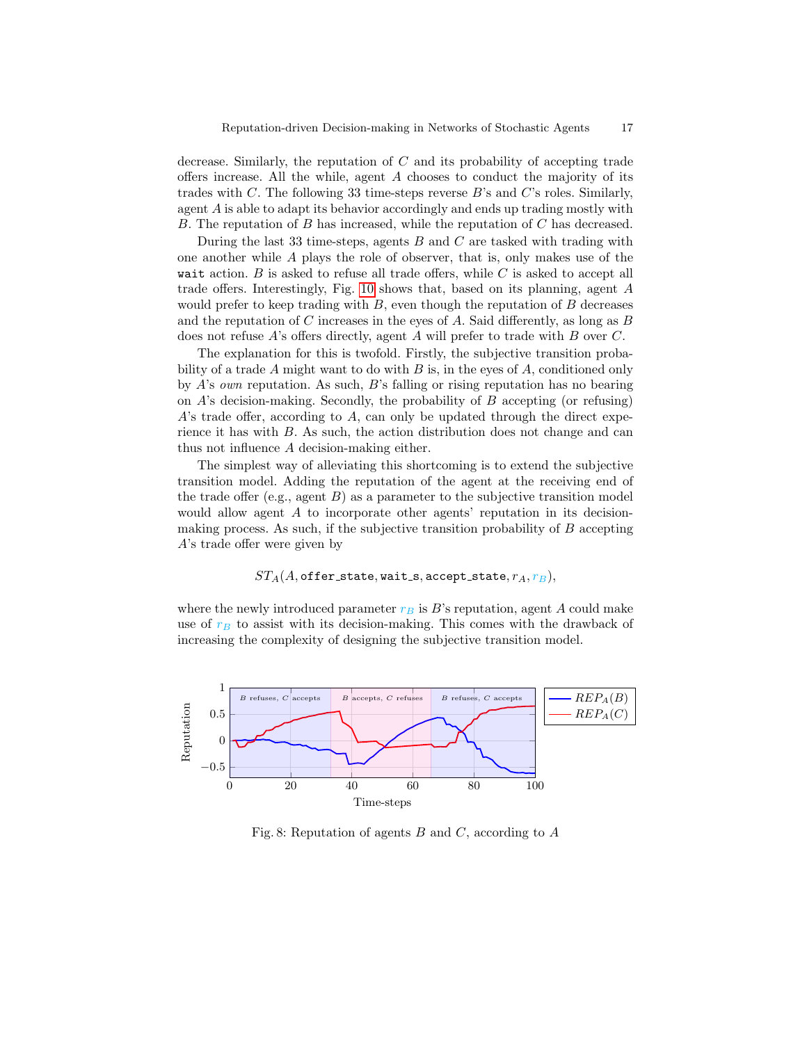decrease. Similarly, the reputation of $C$ and its probability of accepting trade offers increase. All the while, agent $A$ chooses to conduct the majority of its trades with $C$. The following 33 time-steps reverse $B$'s and $C$'s roles. Similarly, agent $A$ is able to adapt its behavior accordingly and ends up trading mostly with $B$. The reputation of $B$ has increased, while the reputation of $C$ has decreased.

During the last 33 time-steps, agents $B$ and $C$ are tasked with trading with one another while $A$ plays the role of observer, that is, only makes use of the `wait` action. $B$ is asked to refuse all trade offers, while $C$ is asked to accept all trade offers. Interestingly, Fig. 10 shows that, based on its planning, agent $A$ would prefer to keep trading with $B$, even though the reputation of $B$ decreases and the reputation of $C$ increases in the eyes of $A$. Said differently, as long as $B$ does not refuse $A$'s offers directly, agent $A$ will prefer to trade with $B$ over $C$.

The explanation for this is twofold. Firstly, the subjective transition probability of a trade $A$ might want to do with $B$ is, in the eyes of $A$, conditioned only by $A$'s *own* reputation. As such, $B$'s falling or rising reputation has no bearing on $A$'s decision-making. Secondly, the probability of $B$ accepting (or refusing) $A$'s trade offer, according to $A$, can only be updated through the direct experience it has with $B$. As such, the action distribution does not change and can thus not influence $A$ decision-making either.

The simplest way of alleviating this shortcoming is to extend the subjective transition model. Adding the reputation of the agent at the receiving end of the trade offer (e.g., agent $B$) as a parameter to the subjective transition model would allow agent $A$ to incorporate other agents' reputation in its decision-making process. As such, if the subjective transition probability of $B$ accepting $A$'s trade offer were given by

$$ST_A(A, \texttt{offer\_state}, \texttt{wait\_s}, \texttt{accept\_state}, r_A, r_B),$$

where the newly introduced parameter $r_B$ is $B$'s reputation, agent $A$ could make use of $r_B$ to assist with its decision-making. This comes with the drawback of increasing the complexity of designing the subjective transition model.

Fig. 8: Reputation of agents $B$ and $C$, according to $A$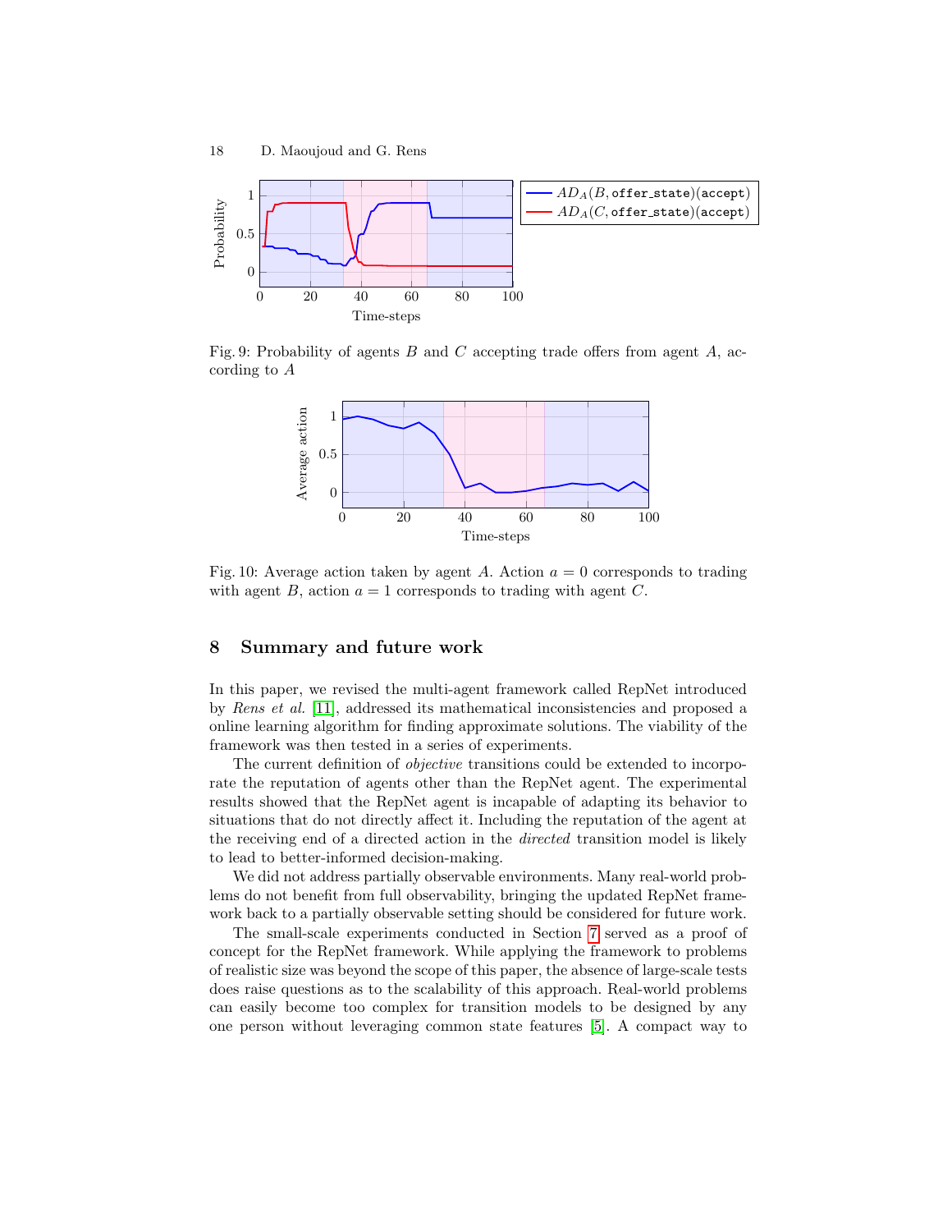Fig. 9: Probability of agents $B$ and $C$ accepting trade offers from agent $A$, according to $A$

Fig. 10: Average action taken by agent $A$. Action $a = 0$ corresponds to trading with agent $B$, action $a = 1$ corresponds to trading with agent $C$.

## 8 Summary and future work

In this paper, we revised the multi-agent framework called RepNet introduced by *Rens et al.* [11], addressed its mathematical inconsistencies and proposed a online learning algorithm for finding approximate solutions. The viability of the framework was then tested in a series of experiments.

The current definition of *objective* transitions could be extended to incorporate the reputation of agents other than the RepNet agent. The experimental results showed that the RepNet agent is incapable of adapting its behavior to situations that do not directly affect it. Including the reputation of the agent at the receiving end of a directed action in the *directed* transition model is likely to lead to better-informed decision-making.

We did not address partially observable environments. Many real-world problems do not benefit from full observability, bringing the updated RepNet framework back to a partially observable setting should be considered for future work.

The small-scale experiments conducted in Section 7 served as a proof of concept for the RepNet framework. While applying the framework to problems of realistic size was beyond the scope of this paper, the absence of large-scale tests does raise questions as to the scalability of this approach. Real-world problems can easily become too complex for transition models to be designed by any one person without leveraging common state features [5]. A compact way to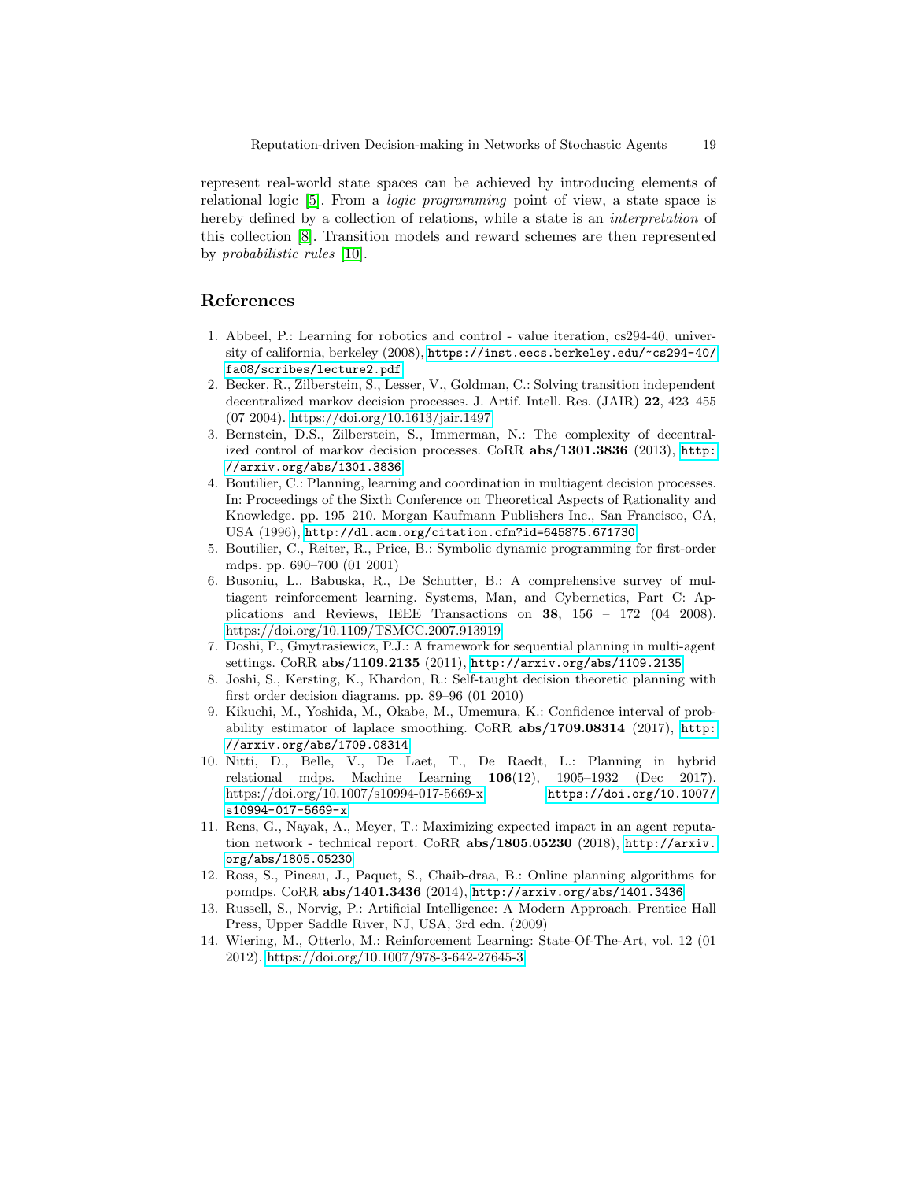represent real-world state spaces can be achieved by introducing elements of relational logic [5]. From a *logic programming* point of view, a state space is hereby defined by a collection of relations, while a state is an *interpretation* of this collection [8]. Transition models and reward schemes are then represented by *probabilistic rules* [10].

## References

1. Abbeel, P.: Learning for robotics and control - value iteration, cs294-40, university of california, berkeley (2008), https://inst.eecs.berkeley.edu/~cs294-40/fa08/scribes/lecture2.pdf
2. Becker, R., Zilberstein, S., Lesser, V., Goldman, C.: Solving transition independent decentralized markov decision processes. J. Artif. Intell. Res. (JAIR) **22**, 423–455 (07 2004). https://doi.org/10.1613/jair.1497
3. Bernstein, D.S., Zilberstein, S., Immerman, N.: The complexity of decentralized control of markov decision processes. CoRR **abs/1301.3836** (2013), http://arxiv.org/abs/1301.3836
4. Boutilier, C.: Planning, learning and coordination in multiagent decision processes. In: Proceedings of the Sixth Conference on Theoretical Aspects of Rationality and Knowledge. pp. 195–210. Morgan Kaufmann Publishers Inc., San Francisco, CA, USA (1996), http://dl.acm.org/citation.cfm?id=645875.671730
5. Boutilier, C., Reiter, R., Price, B.: Symbolic dynamic programming for first-order mdps. pp. 690–700 (01 2001)
6. Busoniu, L., Babuska, R., De Schutter, B.: A comprehensive survey of multiagent reinforcement learning. Systems, Man, and Cybernetics, Part C: Applications and Reviews, IEEE Transactions on **38**, 156 – 172 (04 2008). https://doi.org/10.1109/TSMCC.2007.913919
7. Doshi, P., Gmytrasiewicz, P.J.: A framework for sequential planning in multi-agent settings. CoRR **abs/1109.2135** (2011), http://arxiv.org/abs/1109.2135
8. Joshi, S., Kersting, K., Khardon, R.: Self-taught decision theoretic planning with first order decision diagrams. pp. 89–96 (01 2010)
9. Kikuchi, M., Yoshida, M., Okabe, M., Umemura, K.: Confidence interval of probability estimator of laplace smoothing. CoRR **abs/1709.08314** (2017), http://arxiv.org/abs/1709.08314
10. Nitti, D., Belle, V., De Laet, T., De Raedt, L.: Planning in hybrid relational mdps. Machine Learning **106**(12), 1905–1932 (Dec 2017). https://doi.org/10.1007/s10994-017-5669-x, https://doi.org/10.1007/s10994-017-5669-x
11. Rens, G., Nayak, A., Meyer, T.: Maximizing expected impact in an agent reputation network - technical report. CoRR **abs/1805.05230** (2018), http://arxiv.org/abs/1805.05230
12. Ross, S., Pineau, J., Paquet, S., Chaib-draa, B.: Online planning algorithms for pomdps. CoRR **abs/1401.3436** (2014), http://arxiv.org/abs/1401.3436
13. Russell, S., Norvig, P.: Artificial Intelligence: A Modern Approach. Prentice Hall Press, Upper Saddle River, NJ, USA, 3rd edn. (2009)
14. Wiering, M., Otterlo, M.: Reinforcement Learning: State-Of-The-Art, vol. 12 (01 2012). https://doi.org/10.1007/978-3-642-27645-3